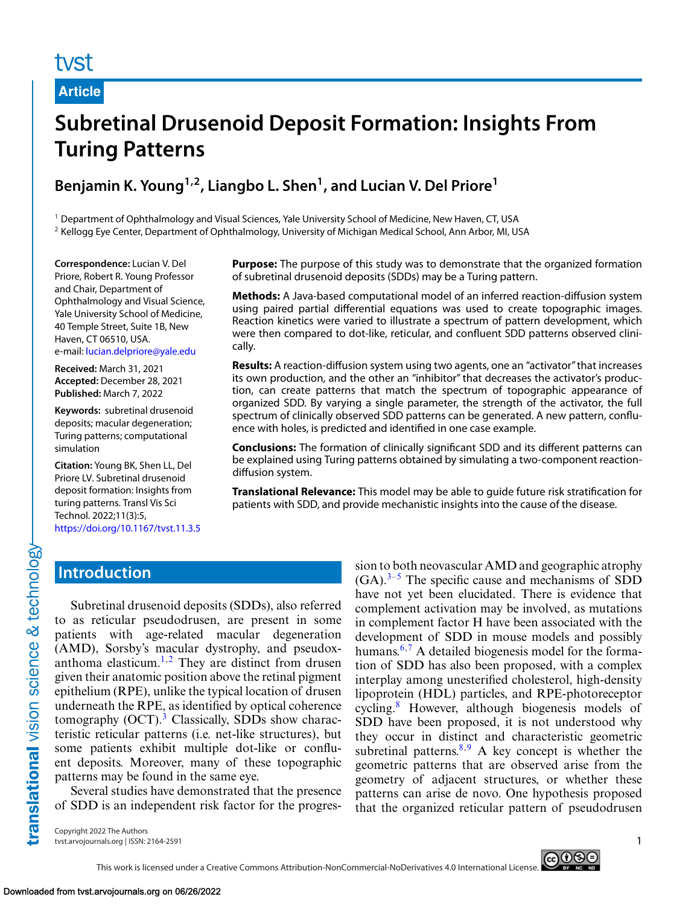Article

# Subretinal Drusenoid Deposit Formation: Insights From Turing Patterns

**Benjamin K. Young[1,2], Liangbo L. Shen[1], and Lucian V. Del Priore[1]**

[1] Department of Ophthalmology and Visual Sciences, Yale University School of Medicine, New Haven, CT, USA
[2] Kellogg Eye Center, Department of Ophthalmology, University of Michigan Medical School, Ann Arbor, MI, USA

**Correspondence:** Lucian V. Del Priore, Robert R. Young Professor and Chair, Department of Ophthalmology and Visual Science, Yale University School of Medicine, 40 Temple Street, Suite 1B, New Haven, CT 06510, USA.
e-mail: lucian.delpriore@yale.edu

**Received:** March 31, 2021
**Accepted:** December 28, 2021
**Published:** March 7, 2022

**Keywords:** subretinal drusenoid deposits; macular degeneration; Turing patterns; computational simulation

**Citation:** Young BK, Shen LL, Del Priore LV. Subretinal drusenoid deposit formation: Insights from turing patterns. Transl Vis Sci Technol. 2022;11(3):5, https://doi.org/10.1167/tvst.11.3.5

**Purpose:** The purpose of this study was to demonstrate that the organized formation of subretinal drusenoid deposits (SDDs) may be a Turing pattern.

**Methods:** A Java-based computational model of an inferred reaction-diffusion system using paired partial differential equations was used to create topographic images. Reaction kinetics were varied to illustrate a spectrum of pattern development, which were then compared to dot-like, reticular, and confluent SDD patterns observed clinically.

**Results:** A reaction-diffusion system using two agents, one an "activator" that increases its own production, and the other an "inhibitor" that decreases the activator's production, can create patterns that match the spectrum of topographic appearance of organized SDD. By varying a single parameter, the strength of the activator, the full spectrum of clinically observed SDD patterns can be generated. A new pattern, confluence with holes, is predicted and identified in one case example.

**Conclusions:** The formation of clinically significant SDD and its different patterns can be explained using Turing patterns obtained by simulating a two-component reaction-diffusion system.

**Translational Relevance:** This model may be able to guide future risk stratification for patients with SDD, and provide mechanistic insights into the cause of the disease.

## Introduction

Subretinal drusenoid deposits (SDDs), also referred to as reticular pseudodrusen, are present in some patients with age-related macular degeneration (AMD), Sorsby's macular dystrophy, and pseudoxanthoma elasticum.[1,2] They are distinct from drusen given their anatomic position above the retinal pigment epithelium (RPE), unlike the typical location of drusen underneath the RPE, as identified by optical coherence tomography (OCT).[3] Classically, SDDs show characteristic reticular patterns (i.e. net-like structures), but some patients exhibit multiple dot-like or confluent deposits. Moreover, many of these topographic patterns may be found in the same eye.

Several studies have demonstrated that the presence of SDD is an independent risk factor for the progression to both neovascular AMD and geographic atrophy (GA).[3–5] The specific cause and mechanisms of SDD have not yet been elucidated. There is evidence that complement activation may be involved, as mutations in complement factor H have been associated with the development of SDD in mouse models and possibly humans.[6,7] A detailed biogenesis model for the formation of SDD has also been proposed, with a complex interplay among unesterified cholesterol, high-density lipoprotein (HDL) particles, and RPE-photoreceptor cycling.[8] However, although biogenesis models of SDD have been proposed, it is not understood why they occur in distinct and characteristic geometric subretinal patterns.[8,9] A key concept is whether the geometric patterns that are observed arise from the geometry of adjacent structures, or whether these patterns can arise de novo. One hypothesis proposed that the organized reticular pattern of pseudodrusen

Copyright 2022 The Authors
tvst.arvojournals.org | ISSN: 2164-2591

This work is licensed under a Creative Commons Attribution-NonCommercial-NoDerivatives 4.0 International License.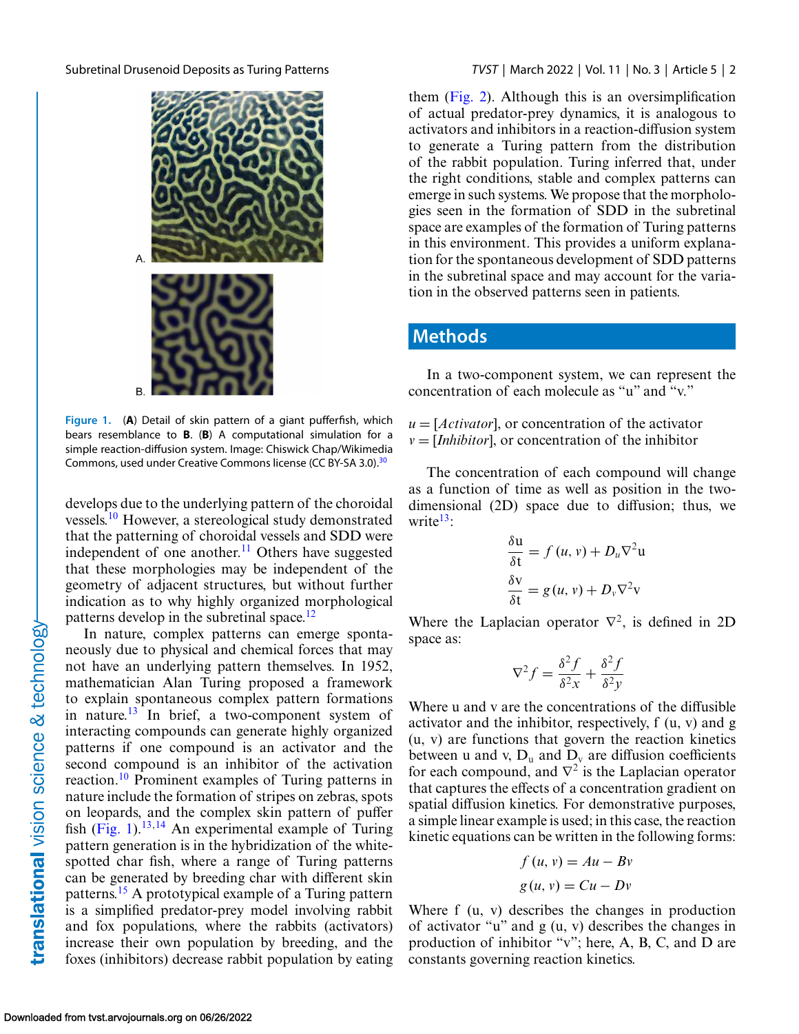Figure 1. (**A**) Detail of skin pattern of a giant pufferfish, which bears resemblance to **B**. (**B**) A computational simulation for a simple reaction-diffusion system. Image: Chiswick Chap/Wikimedia Commons, used under Creative Commons license (CC BY-SA 3.0).[30]

develops due to the underlying pattern of the choroidal vessels.[10] However, a stereological study demonstrated that the patterning of choroidal vessels and SDD were independent of one another.[11] Others have suggested that these morphologies may be independent of the geometry of adjacent structures, but without further indication as to why highly organized morphological patterns develop in the subretinal space.[12]

In nature, complex patterns can emerge spontaneously due to physical and chemical forces that may not have an underlying pattern themselves. In 1952, mathematician Alan Turing proposed a framework to explain spontaneous complex pattern formations in nature.[13] In brief, a two-component system of interacting compounds can generate highly organized patterns if one compound is an activator and the second compound is an inhibitor of the activation reaction.[10] Prominent examples of Turing patterns in nature include the formation of stripes on zebras, spots on leopards, and the complex skin pattern of puffer fish (Fig. 1).[13,14] An experimental example of Turing pattern generation is in the hybridization of the white-spotted char fish, where a range of Turing patterns can be generated by breeding char with different skin patterns.[15] A prototypical example of a Turing pattern is a simplified predator-prey model involving rabbit and fox populations, where the rabbits (activators) increase their own population by breeding, and the foxes (inhibitors) decrease rabbit population by eating them (Fig. 2). Although this is an oversimplification of actual predator-prey dynamics, it is analogous to activators and inhibitors in a reaction-diffusion system to generate a Turing pattern from the distribution of the rabbit population. Turing inferred that, under the right conditions, stable and complex patterns can emerge in such systems. We propose that the morphologies seen in the formation of SDD in the subretinal space are examples of the formation of Turing patterns in this environment. This provides a uniform explanation for the spontaneous development of SDD patterns in the subretinal space and may account for the variation in the observed patterns seen in patients.

## Methods

In a two-component system, we can represent the concentration of each molecule as "u" and "v."

$u = [Activator]$, or concentration of the activator
$v = [Inhibitor]$, or concentration of the inhibitor

The concentration of each compound will change as a function of time as well as position in the two-dimensional (2D) space due to diffusion; thus, we write[13]:

$$\frac{\delta u}{\delta t} = f(u, v) + D_u \nabla^2 u$$

$$\frac{\delta v}{\delta t} = g(u, v) + D_v \nabla^2 v$$

Where the Laplacian operator $\nabla^2$, is defined in 2D space as:

$$\nabla^2 f = \frac{\delta^2 f}{\delta^2 x} + \frac{\delta^2 f}{\delta^2 y}$$

Where u and v are the concentrations of the diffusible activator and the inhibitor, respectively, f (u, v) and g (u, v) are functions that govern the reaction kinetics between u and v, $D_u$ and $D_v$ are diffusion coefficients for each compound, and $\nabla^2$ is the Laplacian operator that captures the effects of a concentration gradient on spatial diffusion kinetics. For demonstrative purposes, a simple linear example is used; in this case, the reaction kinetic equations can be written in the following forms:

$$f(u, v) = Au - Bv$$

$$g(u, v) = Cu - Dv$$

Where f (u, v) describes the changes in production of activator "u" and g (u, v) describes the changes in production of inhibitor "v"; here, A, B, C, and D are constants governing reaction kinetics.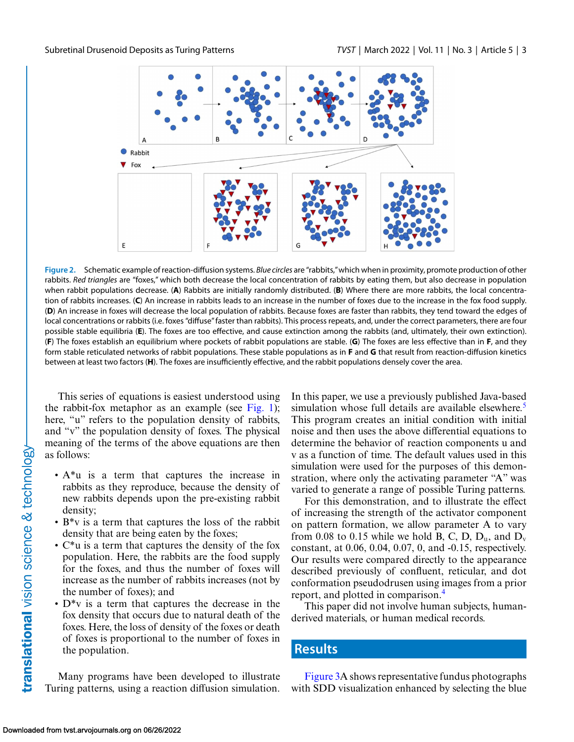Figure 2. Schematic example of reaction-diffusion systems. *Blue circles* are "rabbits," which when in proximity, promote production of other rabbits. *Red triangles* are "foxes," which both decrease the local concentration of rabbits by eating them, but also decrease in population when rabbit populations decrease. (**A**) Rabbits are initially randomly distributed. (**B**) Where there are more rabbits, the local concentration of rabbits increases. (**C**) An increase in rabbits leads to an increase in the number of foxes due to the increase in the fox food supply. (**D**) An increase in foxes will decrease the local population of rabbits. Because foxes are faster than rabbits, they tend toward the edges of local concentrations or rabbits (i.e. foxes "diffuse" faster than rabbits). This process repeats, and, under the correct parameters, there are four possible stable equilibria (**E**). The foxes are too effective, and cause extinction among the rabbits (and, ultimately, their own extinction). (**F**) The foxes establish an equilibrium where pockets of rabbit populations are stable. (**G**) The foxes are less effective than in **F**, and they form stable reticulated networks of rabbit populations. These stable populations as in **F** and **G** that result from reaction-diffusion kinetics between at least two factors (**H**). The foxes are insufficiently effective, and the rabbit populations densely cover the area.

This series of equations is easiest understood using the rabbit-fox metaphor as an example (see Fig. 1); here, "u" refers to the population density of rabbits, and "v" the population density of foxes. The physical meaning of the terms of the above equations are then as follows:

- A*u is a term that captures the increase in rabbits as they reproduce, because the density of new rabbits depends upon the pre-existing rabbit density;
- B*v is a term that captures the loss of the rabbit density that are being eaten by the foxes;
- C*u is a term that captures the density of the fox population. Here, the rabbits are the food supply for the foxes, and thus the number of foxes will increase as the number of rabbits increases (not by the number of foxes); and
- D*v is a term that captures the decrease in the fox density that occurs due to natural death of the foxes. Here, the loss of density of the foxes or death of foxes is proportional to the number of foxes in the population.

Many programs have been developed to illustrate Turing patterns, using a reaction diffusion simulation. In this paper, we use a previously published Java-based simulation whose full details are available elsewhere.[5] This program creates an initial condition with initial noise and then uses the above differential equations to determine the behavior of reaction components u and v as a function of time. The default values used in this simulation were used for the purposes of this demonstration, where only the activating parameter "A" was varied to generate a range of possible Turing patterns.

For this demonstration, and to illustrate the effect of increasing the strength of the activator component on pattern formation, we allow parameter A to vary from 0.08 to 0.15 while we hold B, C, D, $D_u$, and $D_v$ constant, at 0.06, 0.04, 0.07, 0, and -0.15, respectively. Our results were compared directly to the appearance described previously of confluent, reticular, and dot conformation pseudodrusen using images from a prior report, and plotted in comparison.[4]

This paper did not involve human subjects, human-derived materials, or human medical records.

## Results

Figure 3A shows representative fundus photographs with SDD visualization enhanced by selecting the blue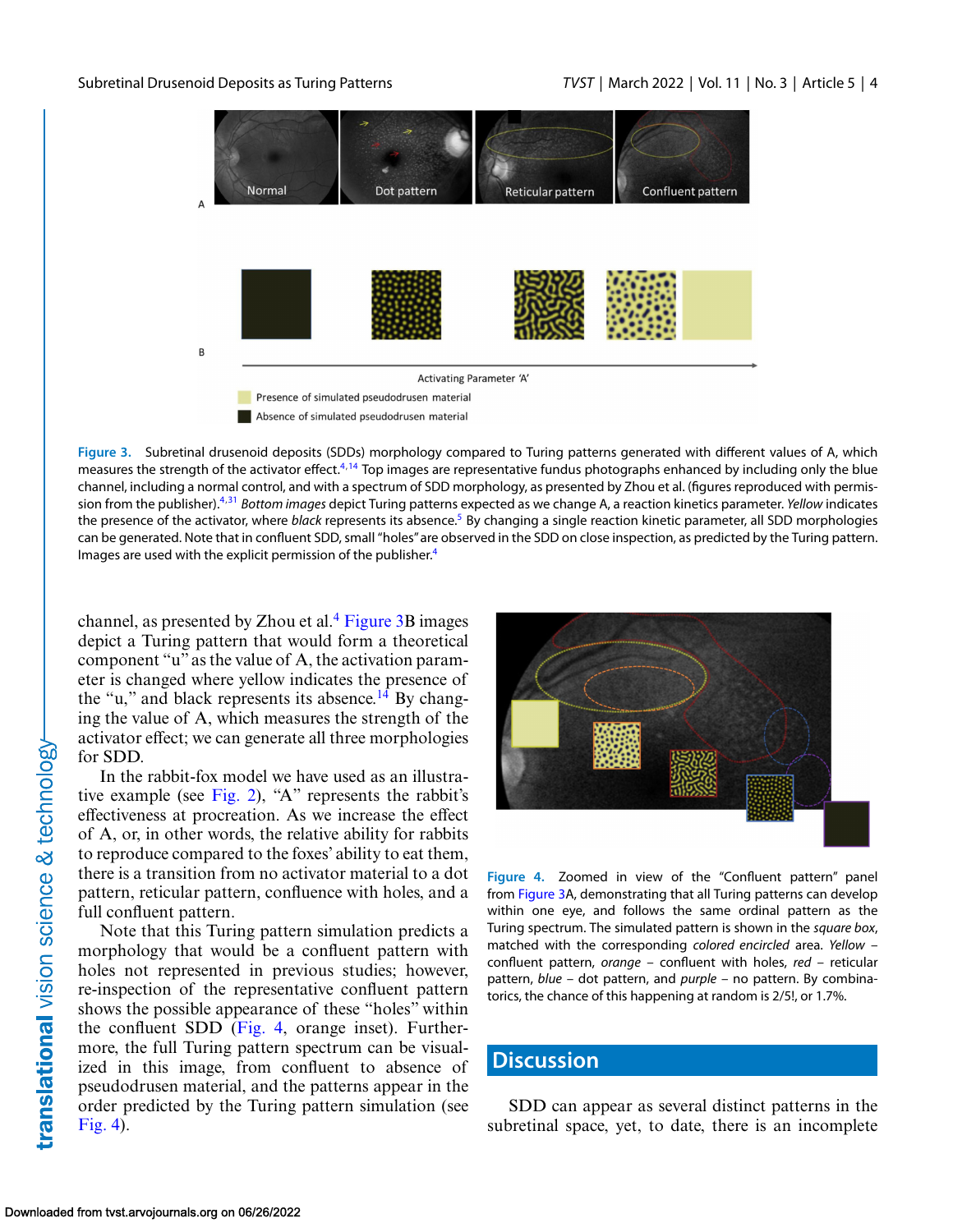Figure 3. Subretinal drusenoid deposits (SDDs) morphology compared to Turing patterns generated with different values of A, which measures the strength of the activator effect.[4,14] Top images are representative fundus photographs enhanced by including only the blue channel, including a normal control, and with a spectrum of SDD morphology, as presented by Zhou et al. (figures reproduced with permission from the publisher).[4,31] *Bottom images* depict Turing patterns expected as we change A, a reaction kinetics parameter. *Yellow* indicates the presence of the activator, where *black* represents its absence.[5] By changing a single reaction kinetic parameter, all SDD morphologies can be generated. Note that in confluent SDD, small "holes" are observed in the SDD on close inspection, as predicted by the Turing pattern. Images are used with the explicit permission of the publisher.[4]

channel, as presented by Zhou et al.[4] Figure 3B images depict a Turing pattern that would form a theoretical component "u" as the value of A, the activation parameter is changed where yellow indicates the presence of the "u," and black represents its absence.[14] By changing the value of A, which measures the strength of the activator effect; we can generate all three morphologies for SDD.

In the rabbit-fox model we have used as an illustrative example (see Fig. 2), "A" represents the rabbit's effectiveness at procreation. As we increase the effect of A, or, in other words, the relative ability for rabbits to reproduce compared to the foxes' ability to eat them, there is a transition from no activator material to a dot pattern, reticular pattern, confluence with holes, and a full confluent pattern.

Note that this Turing pattern simulation predicts a morphology that would be a confluent pattern with holes not represented in previous studies; however, re-inspection of the representative confluent pattern shows the possible appearance of these "holes" within the confluent SDD (Fig. 4, orange inset). Furthermore, the full Turing pattern spectrum can be visualized in this image, from confluent to absence of pseudodrusen material, and the patterns appear in the order predicted by the Turing pattern simulation (see Fig. 4).

Figure 4. Zoomed in view of the "Confluent pattern" panel from Figure 3A, demonstrating that all Turing patterns can develop within one eye, and follows the same ordinal pattern as the Turing spectrum. The simulated pattern is shown in the *square box*, matched with the corresponding *colored encircled* area. *Yellow* – confluent pattern, *orange* – confluent with holes, *red* – reticular pattern, *blue* – dot pattern, and *purple* – no pattern. By combinatorics, the chance of this happening at random is 2/5!, or 1.7%.

## Discussion

SDD can appear as several distinct patterns in the subretinal space, yet, to date, there is an incomplete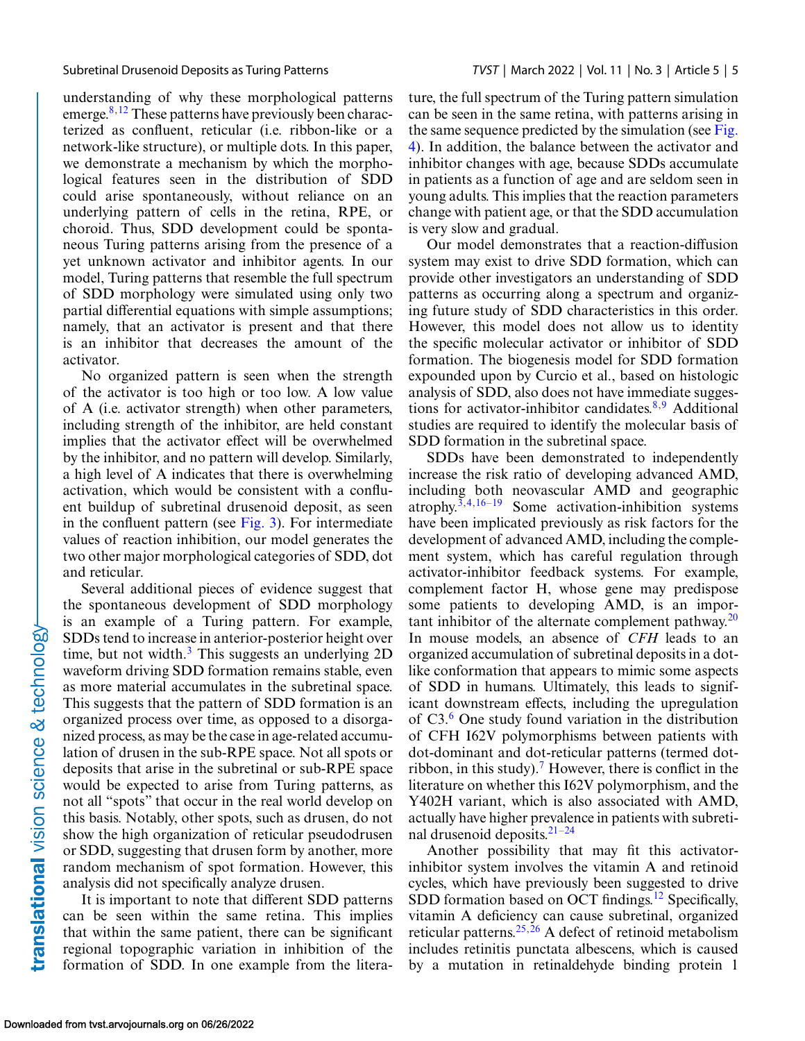understanding of why these morphological patterns emerge.[8,12] These patterns have previously been characterized as confluent, reticular (i.e. ribbon-like or a network-like structure), or multiple dots. In this paper, we demonstrate a mechanism by which the morphological features seen in the distribution of SDD could arise spontaneously, without reliance on an underlying pattern of cells in the retina, RPE, or choroid. Thus, SDD development could be spontaneous Turing patterns arising from the presence of a yet unknown activator and inhibitor agents. In our model, Turing patterns that resemble the full spectrum of SDD morphology were simulated using only two partial differential equations with simple assumptions; namely, that an activator is present and that there is an inhibitor that decreases the amount of the activator.

No organized pattern is seen when the strength of the activator is too high or too low. A low value of A (i.e. activator strength) when other parameters, including strength of the inhibitor, are held constant implies that the activator effect will be overwhelmed by the inhibitor, and no pattern will develop. Similarly, a high level of A indicates that there is overwhelming activation, which would be consistent with a confluent buildup of subretinal drusenoid deposit, as seen in the confluent pattern (see Fig. 3). For intermediate values of reaction inhibition, our model generates the two other major morphological categories of SDD, dot and reticular.

Several additional pieces of evidence suggest that the spontaneous development of SDD morphology is an example of a Turing pattern. For example, SDDs tend to increase in anterior-posterior height over time, but not width.[3] This suggests an underlying 2D waveform driving SDD formation remains stable, even as more material accumulates in the subretinal space. This suggests that the pattern of SDD formation is an organized process over time, as opposed to a disorganized process, as may be the case in age-related accumulation of drusen in the sub-RPE space. Not all spots or deposits that arise in the subretinal or sub-RPE space would be expected to arise from Turing patterns, as not all "spots" that occur in the real world develop on this basis. Notably, other spots, such as drusen, do not show the high organization of reticular pseudodrusen or SDD, suggesting that drusen form by another, more random mechanism of spot formation. However, this analysis did not specifically analyze drusen.

It is important to note that different SDD patterns can be seen within the same retina. This implies that within the same patient, there can be significant regional topographic variation in inhibition of the formation of SDD. In one example from the literature, the full spectrum of the Turing pattern simulation can be seen in the same retina, with patterns arising in the same sequence predicted by the simulation (see Fig. 4). In addition, the balance between the activator and inhibitor changes with age, because SDDs accumulate in patients as a function of age and are seldom seen in young adults. This implies that the reaction parameters change with patient age, or that the SDD accumulation is very slow and gradual.

Our model demonstrates that a reaction-diffusion system may exist to drive SDD formation, which can provide other investigators an understanding of SDD patterns as occurring along a spectrum and organizing future study of SDD characteristics in this order. However, this model does not allow us to identity the specific molecular activator or inhibitor of SDD formation. The biogenesis model for SDD formation expounded upon by Curcio et al., based on histologic analysis of SDD, also does not have immediate suggestions for activator-inhibitor candidates.[8,9] Additional studies are required to identify the molecular basis of SDD formation in the subretinal space.

SDDs have been demonstrated to independently increase the risk ratio of developing advanced AMD, including both neovascular AMD and geographic atrophy.[3,4,16–19] Some activation-inhibition systems have been implicated previously as risk factors for the development of advanced AMD, including the complement system, which has careful regulation through activator-inhibitor feedback systems. For example, complement factor H, whose gene may predispose some patients to developing AMD, is an important inhibitor of the alternate complement pathway.[20] In mouse models, an absence of *CFH* leads to an organized accumulation of subretinal deposits in a dot-like conformation that appears to mimic some aspects of SDD in humans. Ultimately, this leads to significant downstream effects, including the upregulation of C3.[6] One study found variation in the distribution of CFH I62V polymorphisms between patients with dot-dominant and dot-reticular patterns (termed dot-ribbon, in this study).[7] However, there is conflict in the literature on whether this I62V polymorphism, and the Y402H variant, which is also associated with AMD, actually have higher prevalence in patients with subretinal drusenoid deposits.[21–24]

Another possibility that may fit this activator-inhibitor system involves the vitamin A and retinoid cycles, which have previously been suggested to drive SDD formation based on OCT findings.[12] Specifically, vitamin A deficiency can cause subretinal, organized reticular patterns.[25,26] A defect of retinoid metabolism includes retinitis punctata albescens, which is caused by a mutation in retinaldehyde binding protein 1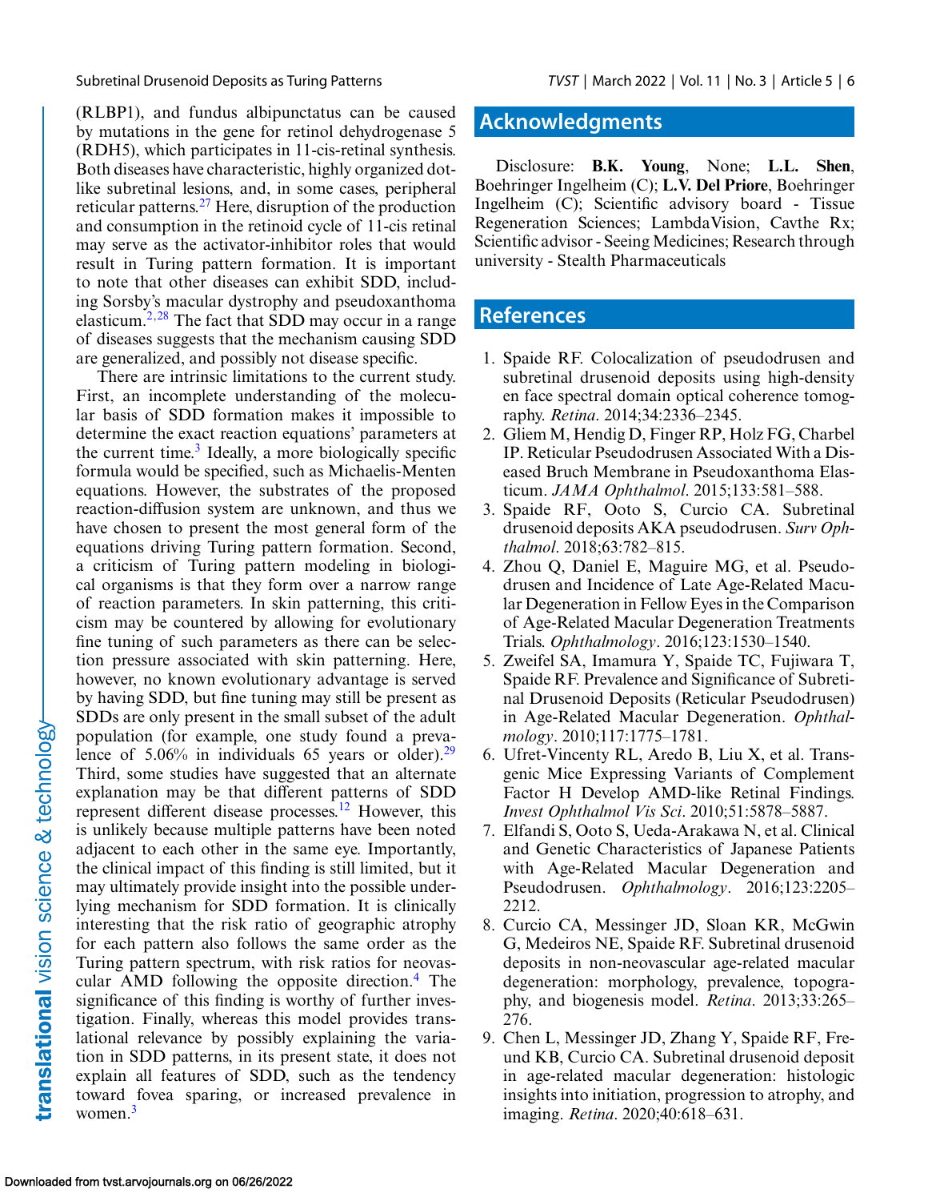(RLBP1), and fundus albipunctatus can be caused by mutations in the gene for retinol dehydrogenase 5 (RDH5), which participates in 11-cis-retinal synthesis. Both diseases have characteristic, highly organized dot-like subretinal lesions, and, in some cases, peripheral reticular patterns.[27] Here, disruption of the production and consumption in the retinoid cycle of 11-cis retinal may serve as the activator-inhibitor roles that would result in Turing pattern formation. It is important to note that other diseases can exhibit SDD, including Sorsby's macular dystrophy and pseudoxanthoma elasticum.[2,28] The fact that SDD may occur in a range of diseases suggests that the mechanism causing SDD are generalized, and possibly not disease specific.

There are intrinsic limitations to the current study. First, an incomplete understanding of the molecular basis of SDD formation makes it impossible to determine the exact reaction equations' parameters at the current time.[3] Ideally, a more biologically specific formula would be specified, such as Michaelis-Menten equations. However, the substrates of the proposed reaction-diffusion system are unknown, and thus we have chosen to present the most general form of the equations driving Turing pattern formation. Second, a criticism of Turing pattern modeling in biological organisms is that they form over a narrow range of reaction parameters. In skin patterning, this criticism may be countered by allowing for evolutionary fine tuning of such parameters as there can be selection pressure associated with skin patterning. Here, however, no known evolutionary advantage is served by having SDD, but fine tuning may still be present as SDDs are only present in the small subset of the adult population (for example, one study found a prevalence of 5.06% in individuals 65 years or older).[29] Third, some studies have suggested that an alternate explanation may be that different patterns of SDD represent different disease processes.[12] However, this is unlikely because multiple patterns have been noted adjacent to each other in the same eye. Importantly, the clinical impact of this finding is still limited, but it may ultimately provide insight into the possible underlying mechanism for SDD formation. It is clinically interesting that the risk ratio of geographic atrophy for each pattern also follows the same order as the Turing pattern spectrum, with risk ratios for neovascular AMD following the opposite direction.[4] The significance of this finding is worthy of further investigation. Finally, whereas this model provides translational relevance by possibly explaining the variation in SDD patterns, in its present state, it does not explain all features of SDD, such as the tendency toward fovea sparing, or increased prevalence in women.[3]

## Acknowledgments

Disclosure: **B.K. Young**, None; **L.L. Shen**, Boehringer Ingelheim (C); **L.V. Del Priore**, Boehringer Ingelheim (C); Scientific advisory board - Tissue Regeneration Sciences; LambdaVision, Cavthe Rx; Scientific advisor - Seeing Medicines; Research through university - Stealth Pharmaceuticals

## References

1. Spaide RF. Colocalization of pseudodrusen and subretinal drusenoid deposits using high-density en face spectral domain optical coherence tomography. *Retina*. 2014;34:2336–2345.
2. Gliem M, Hendig D, Finger RP, Holz FG, Charbel IP. Reticular Pseudodrusen Associated With a Diseased Bruch Membrane in Pseudoxanthoma Elasticum. *JAMA Ophthalmol*. 2015;133:581–588.
3. Spaide RF, Ooto S, Curcio CA. Subretinal drusenoid deposits AKA pseudodrusen. *Surv Ophthalmol*. 2018;63:782–815.
4. Zhou Q, Daniel E, Maguire MG, et al. Pseudodrusen and Incidence of Late Age-Related Macular Degeneration in Fellow Eyes in the Comparison of Age-Related Macular Degeneration Treatments Trials. *Ophthalmology*. 2016;123:1530–1540.
5. Zweifel SA, Imamura Y, Spaide TC, Fujiwara T, Spaide RF. Prevalence and Significance of Subretinal Drusenoid Deposits (Reticular Pseudodrusen) in Age-Related Macular Degeneration. *Ophthalmology*. 2010;117:1775–1781.
6. Ufret-Vincenty RL, Aredo B, Liu X, et al. Transgenic Mice Expressing Variants of Complement Factor H Develop AMD-like Retinal Findings. *Invest Ophthalmol Vis Sci*. 2010;51:5878–5887.
7. Elfandi S, Ooto S, Ueda-Arakawa N, et al. Clinical and Genetic Characteristics of Japanese Patients with Age-Related Macular Degeneration and Pseudodrusen. *Ophthalmology*. 2016;123:2205–2212.
8. Curcio CA, Messinger JD, Sloan KR, McGwin G, Medeiros NE, Spaide RF. Subretinal drusenoid deposits in non-neovascular age-related macular degeneration: morphology, prevalence, topography, and biogenesis model. *Retina*. 2013;33:265–276.
9. Chen L, Messinger JD, Zhang Y, Spaide RF, Freund KB, Curcio CA. Subretinal drusenoid deposit in age-related macular degeneration: histologic insights into initiation, progression to atrophy, and imaging. *Retina*. 2020;40:618–631.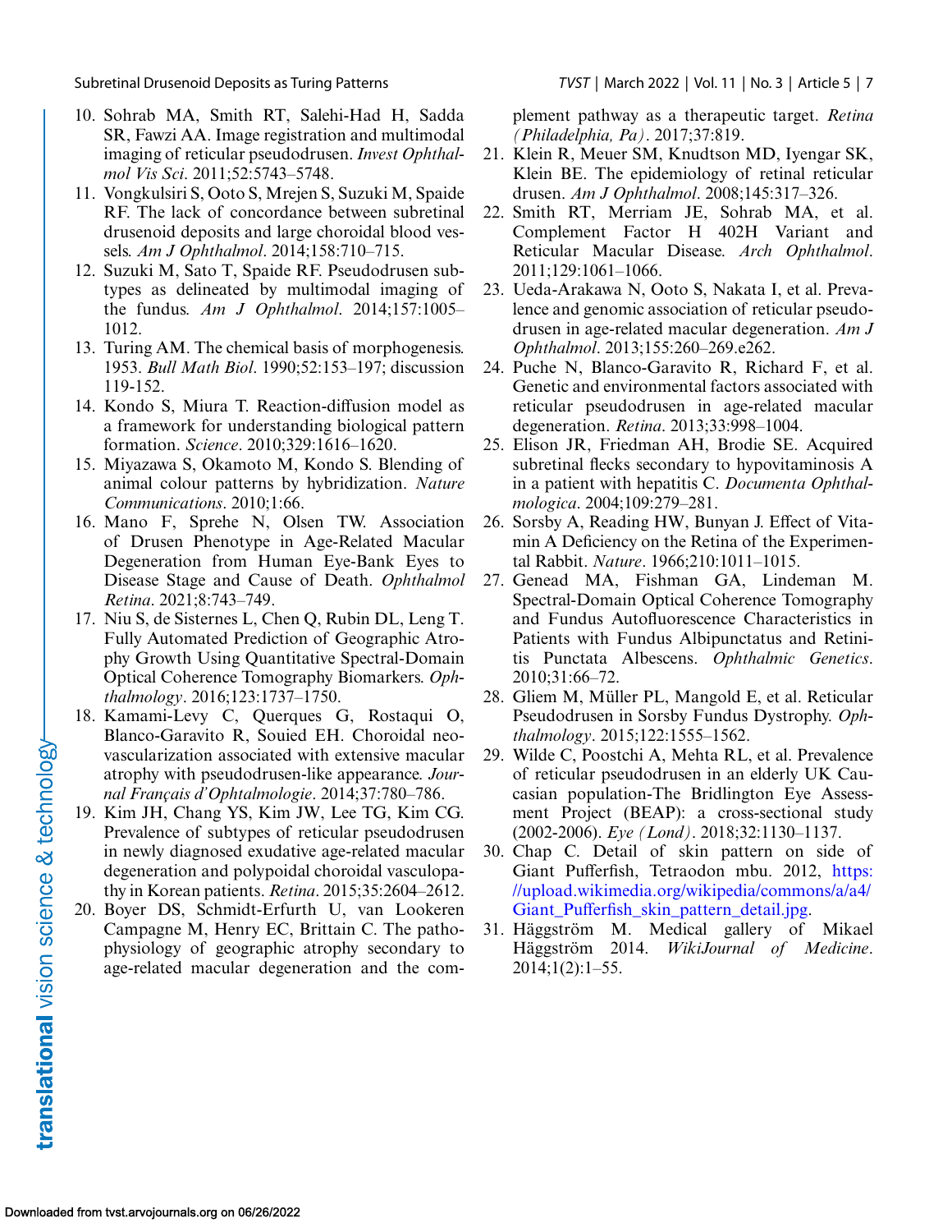10. Sohrab MA, Smith RT, Salehi-Had H, Sadda SR, Fawzi AA. Image registration and multimodal imaging of reticular pseudodrusen. *Invest Ophthalmol Vis Sci*. 2011;52:5743–5748.
11. Vongkulsiri S, Ooto S, Mrejen S, Suzuki M, Spaide RF. The lack of concordance between subretinal drusenoid deposits and large choroidal blood vessels. *Am J Ophthalmol*. 2014;158:710–715.
12. Suzuki M, Sato T, Spaide RF. Pseudodrusen subtypes as delineated by multimodal imaging of the fundus. *Am J Ophthalmol*. 2014;157:1005–1012.
13. Turing AM. The chemical basis of morphogenesis. 1953. *Bull Math Biol*. 1990;52:153–197; discussion 119-152.
14. Kondo S, Miura T. Reaction-diffusion model as a framework for understanding biological pattern formation. *Science*. 2010;329:1616–1620.
15. Miyazawa S, Okamoto M, Kondo S. Blending of animal colour patterns by hybridization. *Nature Communications*. 2010;1:66.
16. Mano F, Sprehe N, Olsen TW. Association of Drusen Phenotype in Age-Related Macular Degeneration from Human Eye-Bank Eyes to Disease Stage and Cause of Death. *Ophthalmol Retina*. 2021;8:743–749.
17. Niu S, de Sisternes L, Chen Q, Rubin DL, Leng T. Fully Automated Prediction of Geographic Atrophy Growth Using Quantitative Spectral-Domain Optical Coherence Tomography Biomarkers. *Ophthalmology*. 2016;123:1737–1750.
18. Kamami-Levy C, Querques G, Rostaqui O, Blanco-Garavito R, Souied EH. Choroidal neovascularization associated with extensive macular atrophy with pseudodrusen-like appearance. *Journal Français d'Ophtalmologie*. 2014;37:780–786.
19. Kim JH, Chang YS, Kim JW, Lee TG, Kim CG. Prevalence of subtypes of reticular pseudodrusen in newly diagnosed exudative age-related macular degeneration and polypoidal choroidal vasculopathy in Korean patients. *Retina*. 2015;35:2604–2612.
20. Boyer DS, Schmidt-Erfurth U, van Lookeren Campagne M, Henry EC, Brittain C. The pathophysiology of geographic atrophy secondary to age-related macular degeneration and the complement pathway as a therapeutic target. *Retina (Philadelphia, Pa)*. 2017;37:819.
21. Klein R, Meuer SM, Knudtson MD, Iyengar SK, Klein BE. The epidemiology of retinal reticular drusen. *Am J Ophthalmol*. 2008;145:317–326.
22. Smith RT, Merriam JE, Sohrab MA, et al. Complement Factor H 402H Variant and Reticular Macular Disease. *Arch Ophthalmol*. 2011;129:1061–1066.
23. Ueda-Arakawa N, Ooto S, Nakata I, et al. Prevalence and genomic association of reticular pseudodrusen in age-related macular degeneration. *Am J Ophthalmol*. 2013;155:260–269.e262.
24. Puche N, Blanco-Garavito R, Richard F, et al. Genetic and environmental factors associated with reticular pseudodrusen in age-related macular degeneration. *Retina*. 2013;33:998–1004.
25. Elison JR, Friedman AH, Brodie SE. Acquired subretinal flecks secondary to hypovitaminosis A in a patient with hepatitis C. *Documenta Ophthalmologica*. 2004;109:279–281.
26. Sorsby A, Reading HW, Bunyan J. Effect of Vitamin A Deficiency on the Retina of the Experimental Rabbit. *Nature*. 1966;210:1011–1015.
27. Genead MA, Fishman GA, Lindeman M. Spectral-Domain Optical Coherence Tomography and Fundus Autofluorescence Characteristics in Patients with Fundus Albipunctatus and Retinitis Punctata Albescens. *Ophthalmic Genetics*. 2010;31:66–72.
28. Gliem M, Müller PL, Mangold E, et al. Reticular Pseudodrusen in Sorsby Fundus Dystrophy. *Ophthalmology*. 2015;122:1555–1562.
29. Wilde C, Poostchi A, Mehta RL, et al. Prevalence of reticular pseudodrusen in an elderly UK Caucasian population-The Bridlington Eye Assessment Project (BEAP): a cross-sectional study (2002-2006). *Eye (Lond)*. 2018;32:1130–1137.
30. Chap C. Detail of skin pattern on side of Giant Pufferfish, Tetraodon mbu. 2012, https://upload.wikimedia.org/wikipedia/commons/a/a4/Giant_Pufferfish_skin_pattern_detail.jpg.
31. Häggström M. Medical gallery of Mikael Häggström 2014. *WikiJournal of Medicine*. 2014;1(2):1–55.